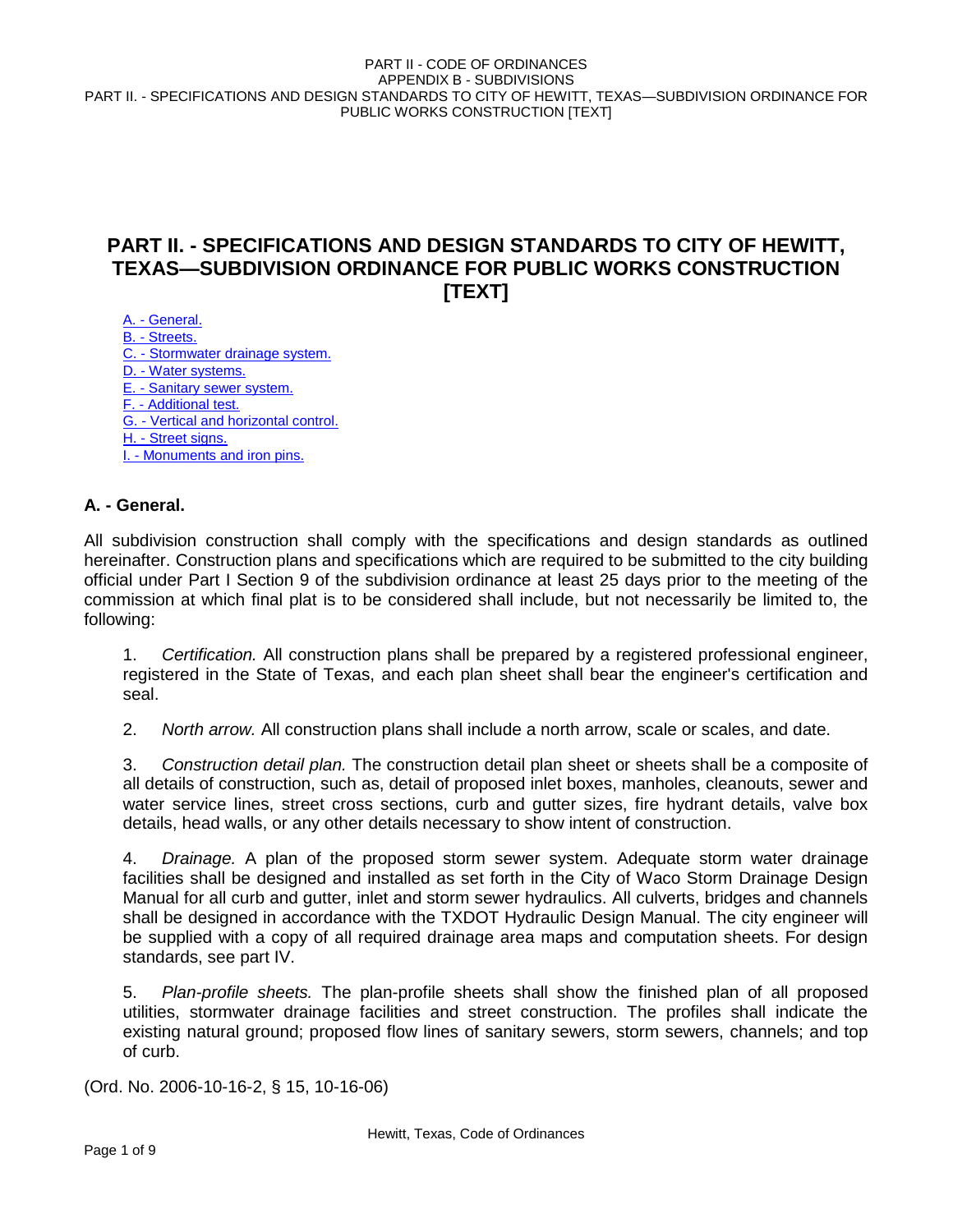# PART II. - SPECIFICATIONS AND DESIGN STANDARDS TO CITY OF HEWITT, TEXAS—SUBDIVISION ORDINANCE FOR PUBLIC WORKS CONSTRUCTION [TEXT]

A. - General.
B. - Streets.
C. - Stormwater drainage system.
D. - Water systems.
E. - Sanitary sewer system.
F. - Additional test.
G. - Vertical and horizontal control.
H. - Street signs.
I. - Monuments and iron pins.

## A. - General.

All subdivision construction shall comply with the specifications and design standards as outlined hereinafter. Construction plans and specifications which are required to be submitted to the city building official under Part I Section 9 of the subdivision ordinance at least 25 days prior to the meeting of the commission at which final plat is to be considered shall include, but not necessarily be limited to, the following:

1. *Certification.* All construction plans shall be prepared by a registered professional engineer, registered in the State of Texas, and each plan sheet shall bear the engineer's certification and seal.

2. *North arrow.* All construction plans shall include a north arrow, scale or scales, and date.

3. *Construction detail plan.* The construction detail plan sheet or sheets shall be a composite of all details of construction, such as, detail of proposed inlet boxes, manholes, cleanouts, sewer and water service lines, street cross sections, curb and gutter sizes, fire hydrant details, valve box details, head walls, or any other details necessary to show intent of construction.

4. *Drainage.* A plan of the proposed storm sewer system. Adequate storm water drainage facilities shall be designed and installed as set forth in the City of Waco Storm Drainage Design Manual for all curb and gutter, inlet and storm sewer hydraulics. All culverts, bridges and channels shall be designed in accordance with the TXDOT Hydraulic Design Manual. The city engineer will be supplied with a copy of all required drainage area maps and computation sheets. For design standards, see part IV.

5. *Plan-profile sheets.* The plan-profile sheets shall show the finished plan of all proposed utilities, stormwater drainage facilities and street construction. The profiles shall indicate the existing natural ground; proposed flow lines of sanitary sewers, storm sewers, channels; and top of curb.

(Ord. No. 2006-10-16-2, § 15, 10-16-06)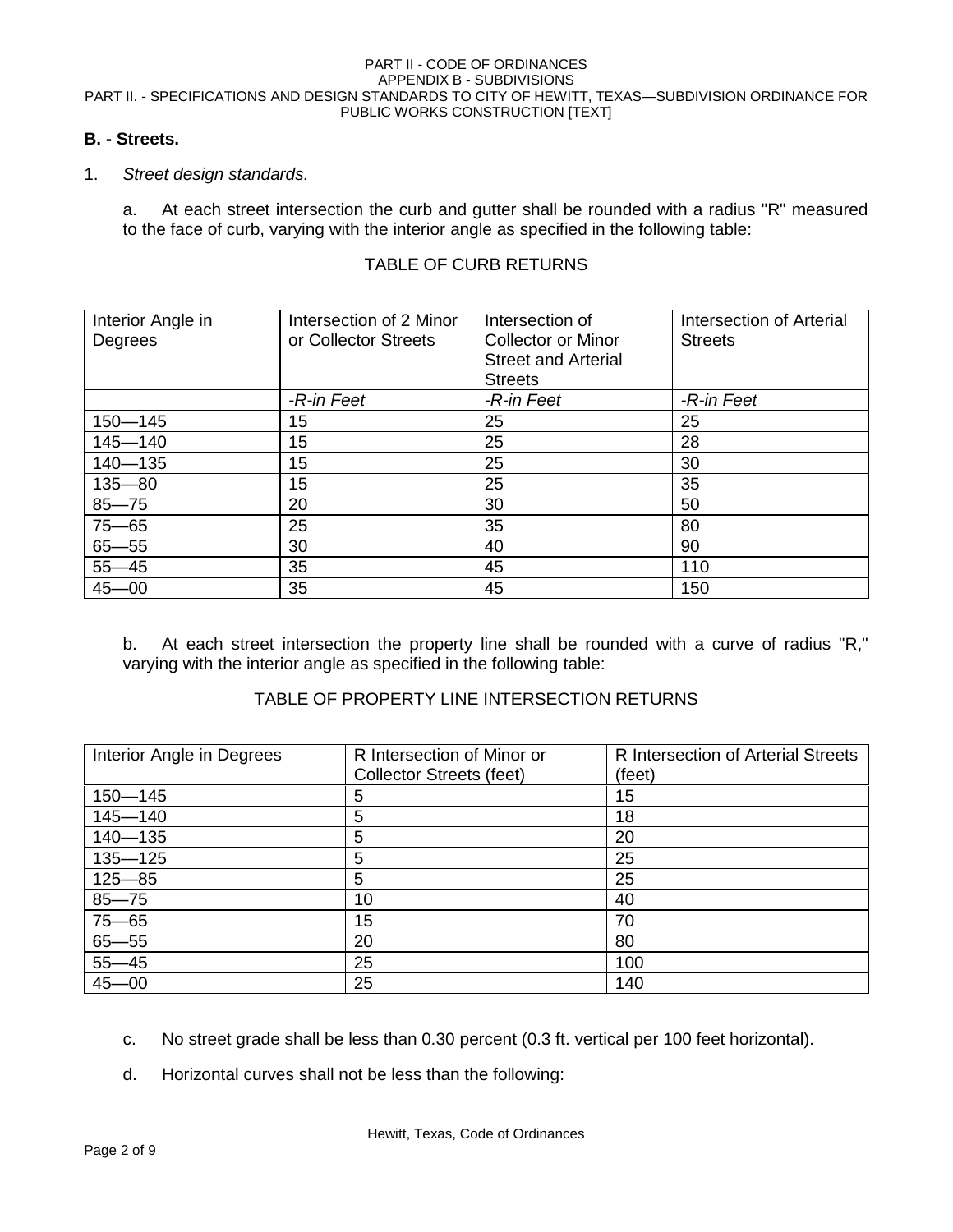### B. - Streets.

1. *Street design standards.*

   a. At each street intersection the curb and gutter shall be rounded with a radius "R" measured to the face of curb, varying with the interior angle as specified in the following table:

TABLE OF CURB RETURNS

| Interior Angle in Degrees | Intersection of 2 Minor or Collector Streets | Intersection of Collector or Minor Street and Arterial Streets | Intersection of Arterial Streets |
|---|---|---|---|
| | *-R-in Feet* | *-R-in Feet* | *-R-in Feet* |
| 150—145 | 15 | 25 | 25 |
| 145—140 | 15 | 25 | 28 |
| 140—135 | 15 | 25 | 30 |
| 135—80 | 15 | 25 | 35 |
| 85—75 | 20 | 30 | 50 |
| 75—65 | 25 | 35 | 80 |
| 65—55 | 30 | 40 | 90 |
| 55—45 | 35 | 45 | 110 |
| 45—00 | 35 | 45 | 150 |

   b. At each street intersection the property line shall be rounded with a curve of radius "R," varying with the interior angle as specified in the following table:

TABLE OF PROPERTY LINE INTERSECTION RETURNS

| Interior Angle in Degrees | R Intersection of Minor or Collector Streets (feet) | R Intersection of Arterial Streets (feet) |
|---|---|---|
| 150—145 | 5 | 15 |
| 145—140 | 5 | 18 |
| 140—135 | 5 | 20 |
| 135—125 | 5 | 25 |
| 125—85 | 5 | 25 |
| 85—75 | 10 | 40 |
| 75—65 | 15 | 70 |
| 65—55 | 20 | 80 |
| 55—45 | 25 | 100 |
| 45—00 | 25 | 140 |

   c. No street grade shall be less than 0.30 percent (0.3 ft. vertical per 100 feet horizontal).

   d. Horizontal curves shall not be less than the following: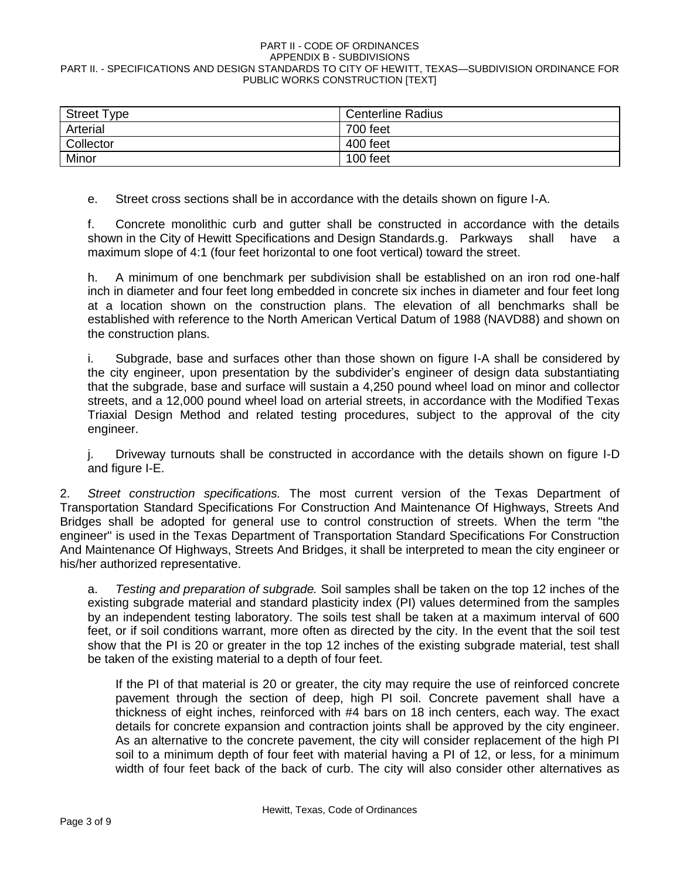| Street Type | Centerline Radius |
| --- | --- |
| Arterial | 700 feet |
| Collector | 400 feet |
| Minor | 100 feet |

e. Street cross sections shall be in accordance with the details shown on figure I-A.

f. Concrete monolithic curb and gutter shall be constructed in accordance with the details shown in the City of Hewitt Specifications and Design Standards.g. Parkways shall have a maximum slope of 4:1 (four feet horizontal to one foot vertical) toward the street.

h. A minimum of one benchmark per subdivision shall be established on an iron rod one-half inch in diameter and four feet long embedded in concrete six inches in diameter and four feet long at a location shown on the construction plans. The elevation of all benchmarks shall be established with reference to the North American Vertical Datum of 1988 (NAVD88) and shown on the construction plans.

i. Subgrade, base and surfaces other than those shown on figure I-A shall be considered by the city engineer, upon presentation by the subdivider's engineer of design data substantiating that the subgrade, base and surface will sustain a 4,250 pound wheel load on minor and collector streets, and a 12,000 pound wheel load on arterial streets, in accordance with the Modified Texas Triaxial Design Method and related testing procedures, subject to the approval of the city engineer.

j. Driveway turnouts shall be constructed in accordance with the details shown on figure I-D and figure I-E.

2. *Street construction specifications.* The most current version of the Texas Department of Transportation Standard Specifications For Construction And Maintenance Of Highways, Streets And Bridges shall be adopted for general use to control construction of streets. When the term "the engineer" is used in the Texas Department of Transportation Standard Specifications For Construction And Maintenance Of Highways, Streets And Bridges, it shall be interpreted to mean the city engineer or his/her authorized representative.

a. *Testing and preparation of subgrade.* Soil samples shall be taken on the top 12 inches of the existing subgrade material and standard plasticity index (PI) values determined from the samples by an independent testing laboratory. The soils test shall be taken at a maximum interval of 600 feet, or if soil conditions warrant, more often as directed by the city. In the event that the soil test show that the PI is 20 or greater in the top 12 inches of the existing subgrade material, test shall be taken of the existing material to a depth of four feet.

If the PI of that material is 20 or greater, the city may require the use of reinforced concrete pavement through the section of deep, high PI soil. Concrete pavement shall have a thickness of eight inches, reinforced with #4 bars on 18 inch centers, each way. The exact details for concrete expansion and contraction joints shall be approved by the city engineer. As an alternative to the concrete pavement, the city will consider replacement of the high PI soil to a minimum depth of four feet with material having a PI of 12, or less, for a minimum width of four feet back of the back of curb. The city will also consider other alternatives as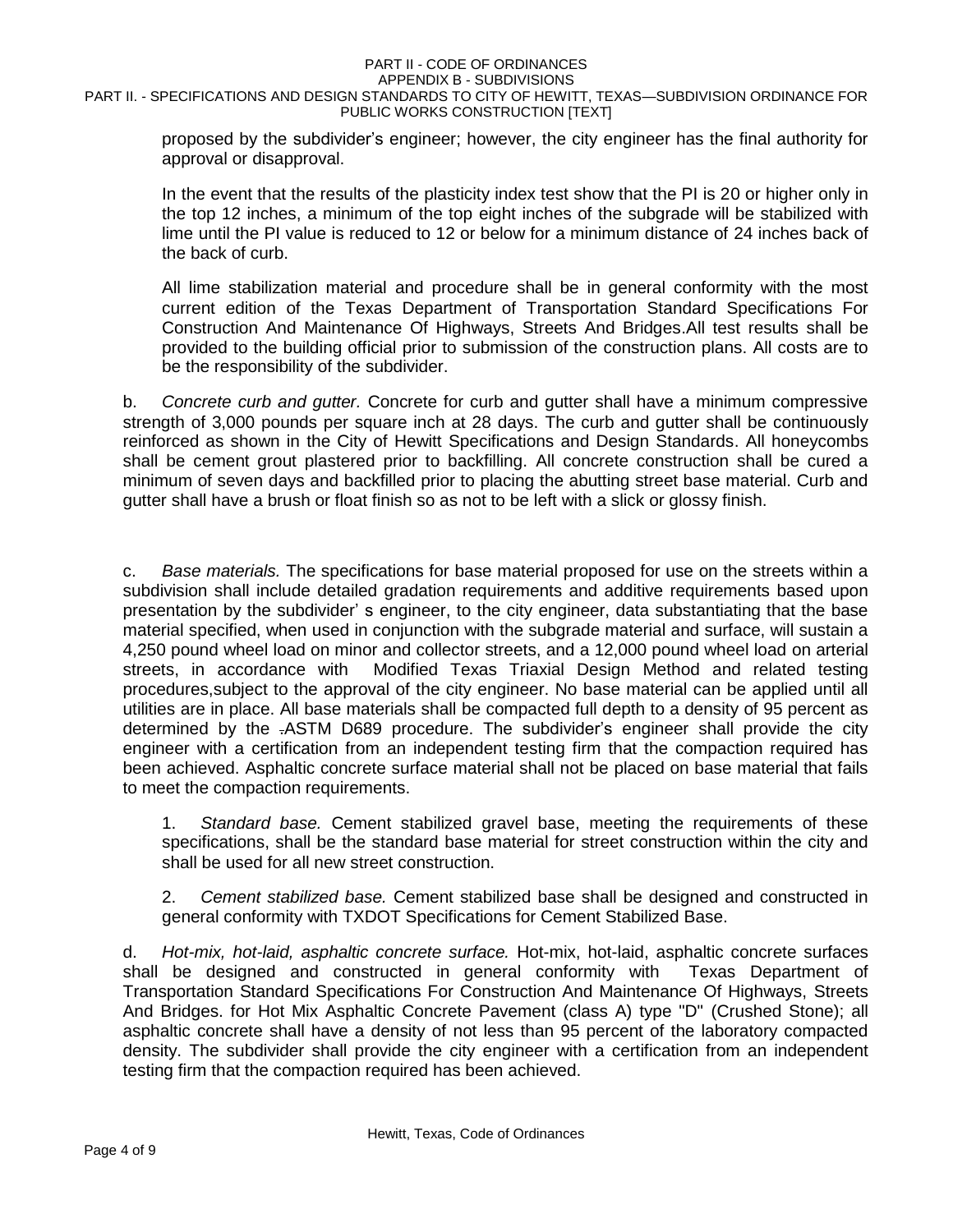proposed by the subdivider's engineer; however, the city engineer has the final authority for approval or disapproval.

In the event that the results of the plasticity index test show that the PI is 20 or higher only in the top 12 inches, a minimum of the top eight inches of the subgrade will be stabilized with lime until the PI value is reduced to 12 or below for a minimum distance of 24 inches back of the back of curb.

All lime stabilization material and procedure shall be in general conformity with the most current edition of the Texas Department of Transportation Standard Specifications For Construction And Maintenance Of Highways, Streets And Bridges.All test results shall be provided to the building official prior to submission of the construction plans. All costs are to be the responsibility of the subdivider.

b. *Concrete curb and gutter.* Concrete for curb and gutter shall have a minimum compressive strength of 3,000 pounds per square inch at 28 days. The curb and gutter shall be continuously reinforced as shown in the City of Hewitt Specifications and Design Standards. All honeycombs shall be cement grout plastered prior to backfilling. All concrete construction shall be cured a minimum of seven days and backfilled prior to placing the abutting street base material. Curb and gutter shall have a brush or float finish so as not to be left with a slick or glossy finish.

c. *Base materials.* The specifications for base material proposed for use on the streets within a subdivision shall include detailed gradation requirements and additive requirements based upon presentation by the subdivider' s engineer, to the city engineer, data substantiating that the base material specified, when used in conjunction with the subgrade material and surface, will sustain a 4,250 pound wheel load on minor and collector streets, and a 12,000 pound wheel load on arterial streets, in accordance with Modified Texas Triaxial Design Method and related testing procedures,subject to the approval of the city engineer. No base material can be applied until all utilities are in place. All base materials shall be compacted full depth to a density of 95 percent as determined by the ASTM D689 procedure. The subdivider's engineer shall provide the city engineer with a certification from an independent testing firm that the compaction required has been achieved. Asphaltic concrete surface material shall not be placed on base material that fails to meet the compaction requirements.

1. *Standard base.* Cement stabilized gravel base, meeting the requirements of these specifications, shall be the standard base material for street construction within the city and shall be used for all new street construction.

2. *Cement stabilized base.* Cement stabilized base shall be designed and constructed in general conformity with TXDOT Specifications for Cement Stabilized Base.

d. *Hot-mix, hot-laid, asphaltic concrete surface.* Hot-mix, hot-laid, asphaltic concrete surfaces shall be designed and constructed in general conformity with Texas Department of Transportation Standard Specifications For Construction And Maintenance Of Highways, Streets And Bridges. for Hot Mix Asphaltic Concrete Pavement (class A) type "D" (Crushed Stone); all asphaltic concrete shall have a density of not less than 95 percent of the laboratory compacted density. The subdivider shall provide the city engineer with a certification from an independent testing firm that the compaction required has been achieved.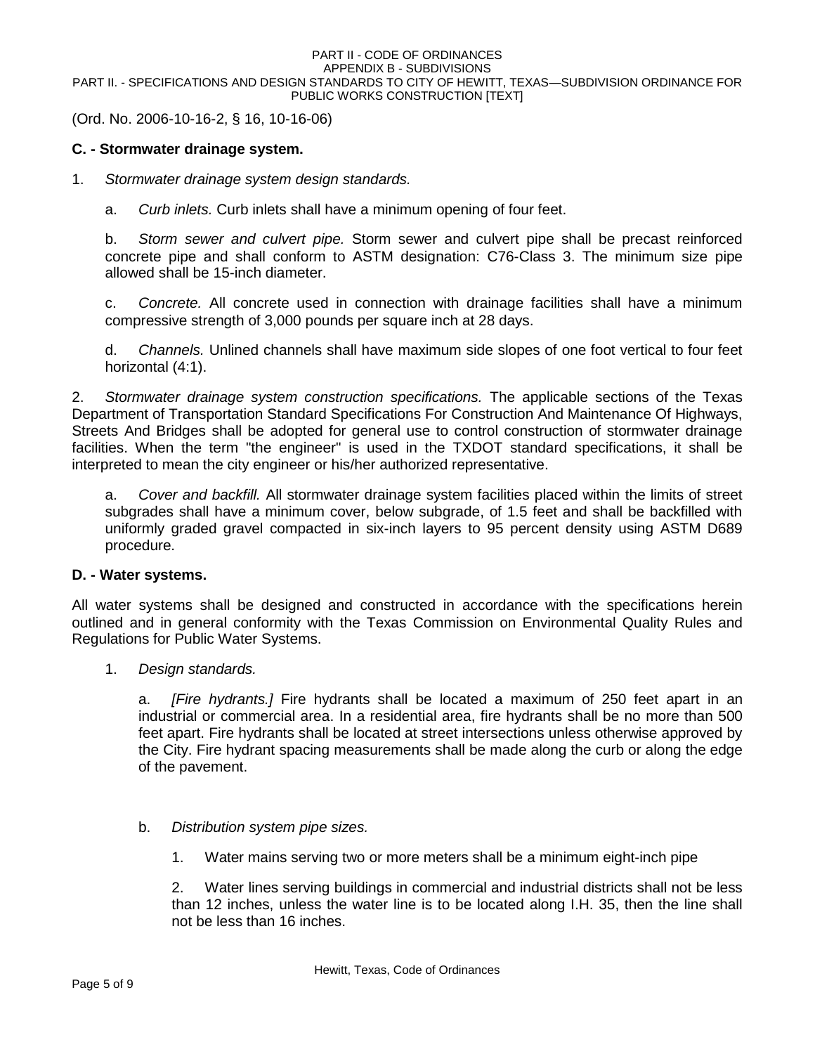(Ord. No. 2006-10-16-2, § 16, 10-16-06)

### C. - Stormwater drainage system.

1. *Stormwater drainage system design standards.*

   a. *Curb inlets.* Curb inlets shall have a minimum opening of four feet.

   b. *Storm sewer and culvert pipe.* Storm sewer and culvert pipe shall be precast reinforced concrete pipe and shall conform to ASTM designation: C76-Class 3. The minimum size pipe allowed shall be 15-inch diameter.

   c. *Concrete.* All concrete used in connection with drainage facilities shall have a minimum compressive strength of 3,000 pounds per square inch at 28 days.

   d. *Channels.* Unlined channels shall have maximum side slopes of one foot vertical to four feet horizontal (4:1).

2. *Stormwater drainage system construction specifications.* The applicable sections of the Texas Department of Transportation Standard Specifications For Construction And Maintenance Of Highways, Streets And Bridges shall be adopted for general use to control construction of stormwater drainage facilities. When the term "the engineer" is used in the TXDOT standard specifications, it shall be interpreted to mean the city engineer or his/her authorized representative.

   a. *Cover and backfill.* All stormwater drainage system facilities placed within the limits of street subgrades shall have a minimum cover, below subgrade, of 1.5 feet and shall be backfilled with uniformly graded gravel compacted in six-inch layers to 95 percent density using ASTM D689 procedure.

### D. - Water systems.

All water systems shall be designed and constructed in accordance with the specifications herein outlined and in general conformity with the Texas Commission on Environmental Quality Rules and Regulations for Public Water Systems.

1. *Design standards.*

   a. *[Fire hydrants.]* Fire hydrants shall be located a maximum of 250 feet apart in an industrial or commercial area. In a residential area, fire hydrants shall be no more than 500 feet apart. Fire hydrants shall be located at street intersections unless otherwise approved by the City. Fire hydrant spacing measurements shall be made along the curb or along the edge of the pavement.

   b. *Distribution system pipe sizes.*

      1. Water mains serving two or more meters shall be a minimum eight-inch pipe

      2. Water lines serving buildings in commercial and industrial districts shall not be less than 12 inches, unless the water line is to be located along I.H. 35, then the line shall not be less than 16 inches.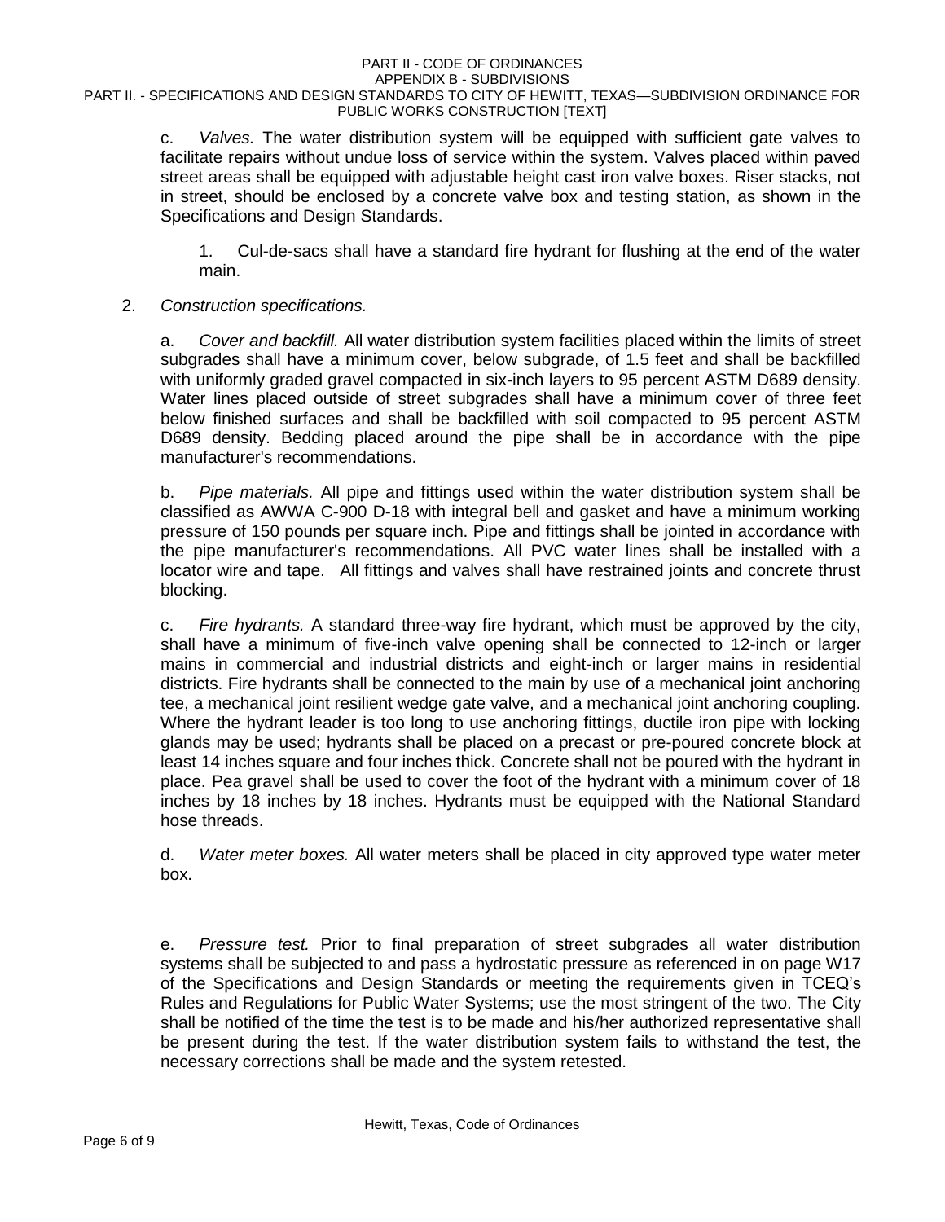c. *Valves.* The water distribution system will be equipped with sufficient gate valves to facilitate repairs without undue loss of service within the system. Valves placed within paved street areas shall be equipped with adjustable height cast iron valve boxes. Riser stacks, not in street, should be enclosed by a concrete valve box and testing station, as shown in the Specifications and Design Standards.

1. Cul-de-sacs shall have a standard fire hydrant for flushing at the end of the water main.

2. *Construction specifications.*

a. *Cover and backfill.* All water distribution system facilities placed within the limits of street subgrades shall have a minimum cover, below subgrade, of 1.5 feet and shall be backfilled with uniformly graded gravel compacted in six-inch layers to 95 percent ASTM D689 density. Water lines placed outside of street subgrades shall have a minimum cover of three feet below finished surfaces and shall be backfilled with soil compacted to 95 percent ASTM D689 density. Bedding placed around the pipe shall be in accordance with the pipe manufacturer's recommendations.

b. *Pipe materials.* All pipe and fittings used within the water distribution system shall be classified as AWWA C-900 D-18 with integral bell and gasket and have a minimum working pressure of 150 pounds per square inch. Pipe and fittings shall be jointed in accordance with the pipe manufacturer's recommendations. All PVC water lines shall be installed with a locator wire and tape. All fittings and valves shall have restrained joints and concrete thrust blocking.

c. *Fire hydrants.* A standard three-way fire hydrant, which must be approved by the city, shall have a minimum of five-inch valve opening shall be connected to 12-inch or larger mains in commercial and industrial districts and eight-inch or larger mains in residential districts. Fire hydrants shall be connected to the main by use of a mechanical joint anchoring tee, a mechanical joint resilient wedge gate valve, and a mechanical joint anchoring coupling. Where the hydrant leader is too long to use anchoring fittings, ductile iron pipe with locking glands may be used; hydrants shall be placed on a precast or pre-poured concrete block at least 14 inches square and four inches thick. Concrete shall not be poured with the hydrant in place. Pea gravel shall be used to cover the foot of the hydrant with a minimum cover of 18 inches by 18 inches by 18 inches. Hydrants must be equipped with the National Standard hose threads.

d. *Water meter boxes.* All water meters shall be placed in city approved type water meter box.

e. *Pressure test.* Prior to final preparation of street subgrades all water distribution systems shall be subjected to and pass a hydrostatic pressure as referenced in on page W17 of the Specifications and Design Standards or meeting the requirements given in TCEQ's Rules and Regulations for Public Water Systems; use the most stringent of the two. The City shall be notified of the time the test is to be made and his/her authorized representative shall be present during the test. If the water distribution system fails to withstand the test, the necessary corrections shall be made and the system retested.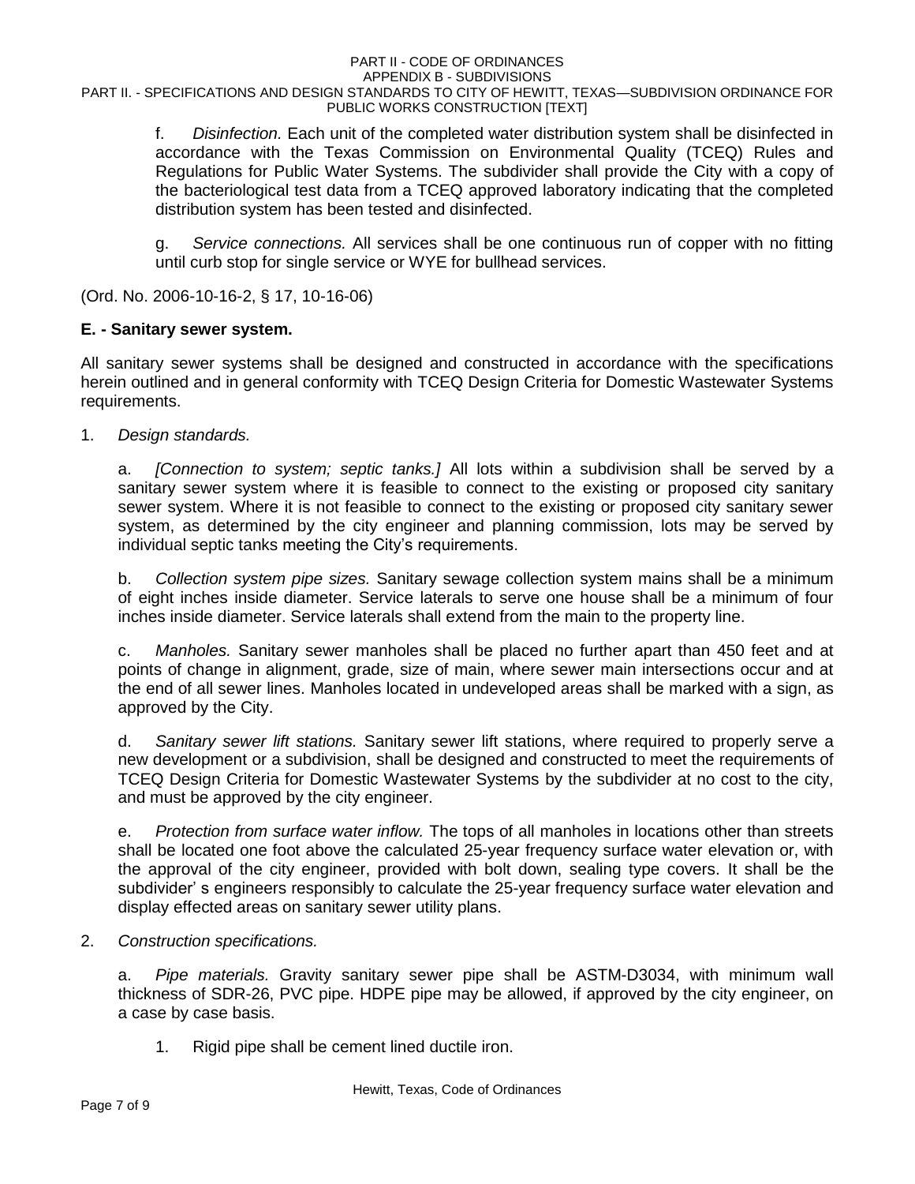f. *Disinfection.* Each unit of the completed water distribution system shall be disinfected in accordance with the Texas Commission on Environmental Quality (TCEQ) Rules and Regulations for Public Water Systems. The subdivider shall provide the City with a copy of the bacteriological test data from a TCEQ approved laboratory indicating that the completed distribution system has been tested and disinfected.

g. *Service connections.* All services shall be one continuous run of copper with no fitting until curb stop for single service or WYE for bullhead services.

(Ord. No. 2006-10-16-2, § 17, 10-16-06)

**E. - Sanitary sewer system.**

All sanitary sewer systems shall be designed and constructed in accordance with the specifications herein outlined and in general conformity with TCEQ Design Criteria for Domestic Wastewater Systems requirements.

1. *Design standards.*

a. *[Connection to system; septic tanks.]* All lots within a subdivision shall be served by a sanitary sewer system where it is feasible to connect to the existing or proposed city sanitary sewer system. Where it is not feasible to connect to the existing or proposed city sanitary sewer system, as determined by the city engineer and planning commission, lots may be served by individual septic tanks meeting the City's requirements.

b. *Collection system pipe sizes.* Sanitary sewage collection system mains shall be a minimum of eight inches inside diameter. Service laterals to serve one house shall be a minimum of four inches inside diameter. Service laterals shall extend from the main to the property line.

c. *Manholes.* Sanitary sewer manholes shall be placed no further apart than 450 feet and at points of change in alignment, grade, size of main, where sewer main intersections occur and at the end of all sewer lines. Manholes located in undeveloped areas shall be marked with a sign, as approved by the City.

d. *Sanitary sewer lift stations.* Sanitary sewer lift stations, where required to properly serve a new development or a subdivision, shall be designed and constructed to meet the requirements of TCEQ Design Criteria for Domestic Wastewater Systems by the subdivider at no cost to the city, and must be approved by the city engineer.

e. *Protection from surface water inflow.* The tops of all manholes in locations other than streets shall be located one foot above the calculated 25-year frequency surface water elevation or, with the approval of the city engineer, provided with bolt down, sealing type covers. It shall be the subdivider' s engineers responsibly to calculate the 25-year frequency surface water elevation and display effected areas on sanitary sewer utility plans.

2. *Construction specifications.*

a. *Pipe materials.* Gravity sanitary sewer pipe shall be ASTM-D3034, with minimum wall thickness of SDR-26, PVC pipe. HDPE pipe may be allowed, if approved by the city engineer, on a case by case basis.

1. Rigid pipe shall be cement lined ductile iron.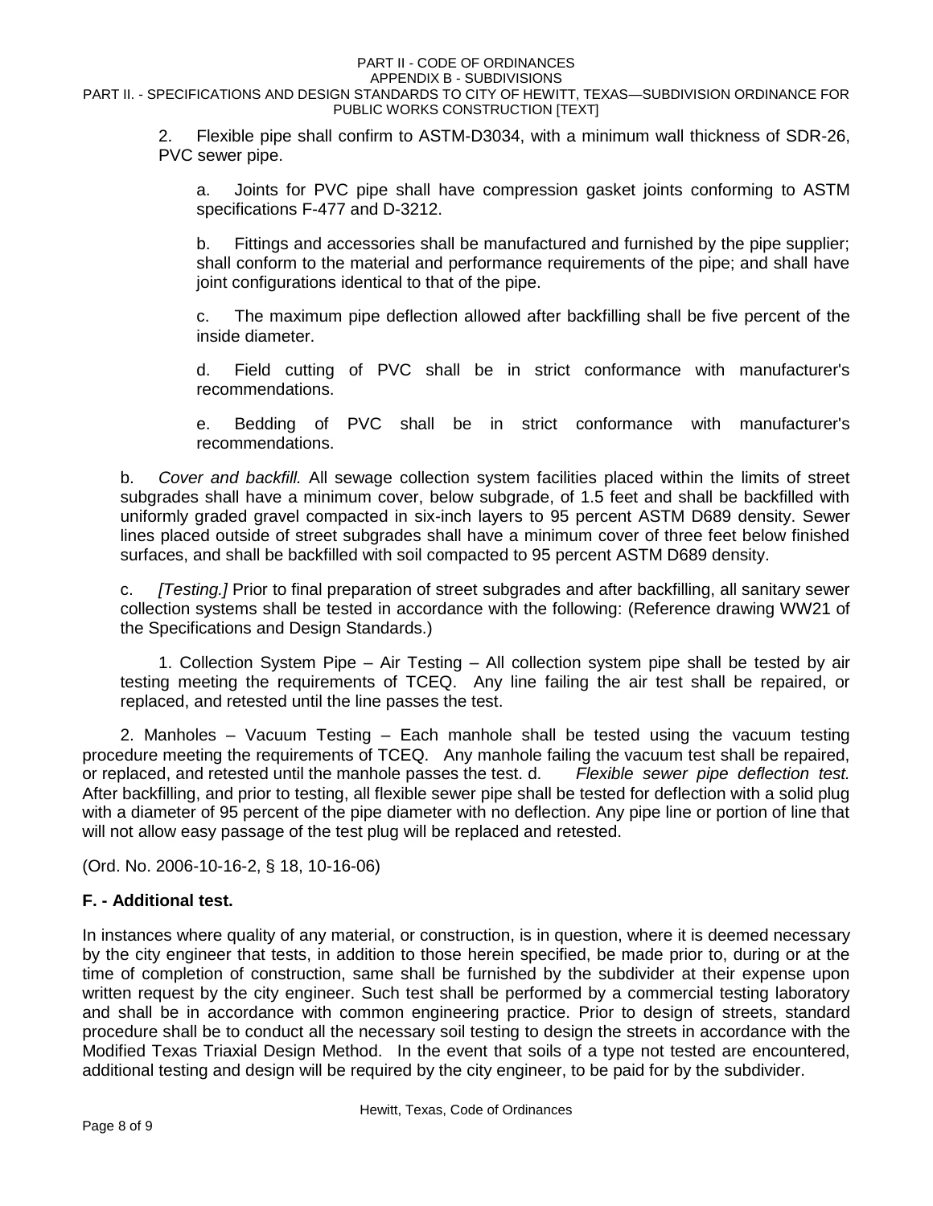2. Flexible pipe shall confirm to ASTM-D3034, with a minimum wall thickness of SDR-26, PVC sewer pipe.

a. Joints for PVC pipe shall have compression gasket joints conforming to ASTM specifications F-477 and D-3212.

b. Fittings and accessories shall be manufactured and furnished by the pipe supplier; shall conform to the material and performance requirements of the pipe; and shall have joint configurations identical to that of the pipe.

c. The maximum pipe deflection allowed after backfilling shall be five percent of the inside diameter.

d. Field cutting of PVC shall be in strict conformance with manufacturer's recommendations.

e. Bedding of PVC shall be in strict conformance with manufacturer's recommendations.

b. *Cover and backfill.* All sewage collection system facilities placed within the limits of street subgrades shall have a minimum cover, below subgrade, of 1.5 feet and shall be backfilled with uniformly graded gravel compacted in six-inch layers to 95 percent ASTM D689 density. Sewer lines placed outside of street subgrades shall have a minimum cover of three feet below finished surfaces, and shall be backfilled with soil compacted to 95 percent ASTM D689 density.

c. *[Testing.]* Prior to final preparation of street subgrades and after backfilling, all sanitary sewer collection systems shall be tested in accordance with the following: (Reference drawing WW21 of the Specifications and Design Standards.)

1. Collection System Pipe – Air Testing – All collection system pipe shall be tested by air testing meeting the requirements of TCEQ. Any line failing the air test shall be repaired, or replaced, and retested until the line passes the test.

2. Manholes – Vacuum Testing – Each manhole shall be tested using the vacuum testing procedure meeting the requirements of TCEQ. Any manhole failing the vacuum test shall be repaired, or replaced, and retested until the manhole passes the test. d. *Flexible sewer pipe deflection test.* After backfilling, and prior to testing, all flexible sewer pipe shall be tested for deflection with a solid plug with a diameter of 95 percent of the pipe diameter with no deflection. Any pipe line or portion of line that will not allow easy passage of the test plug will be replaced and retested.

(Ord. No. 2006-10-16-2, § 18, 10-16-06)

## F. - Additional test.

In instances where quality of any material, or construction, is in question, where it is deemed necessary by the city engineer that tests, in addition to those herein specified, be made prior to, during or at the time of completion of construction, same shall be furnished by the subdivider at their expense upon written request by the city engineer. Such test shall be performed by a commercial testing laboratory and shall be in accordance with common engineering practice. Prior to design of streets, standard procedure shall be to conduct all the necessary soil testing to design the streets in accordance with the Modified Texas Triaxial Design Method. In the event that soils of a type not tested are encountered, additional testing and design will be required by the city engineer, to be paid for by the subdivider.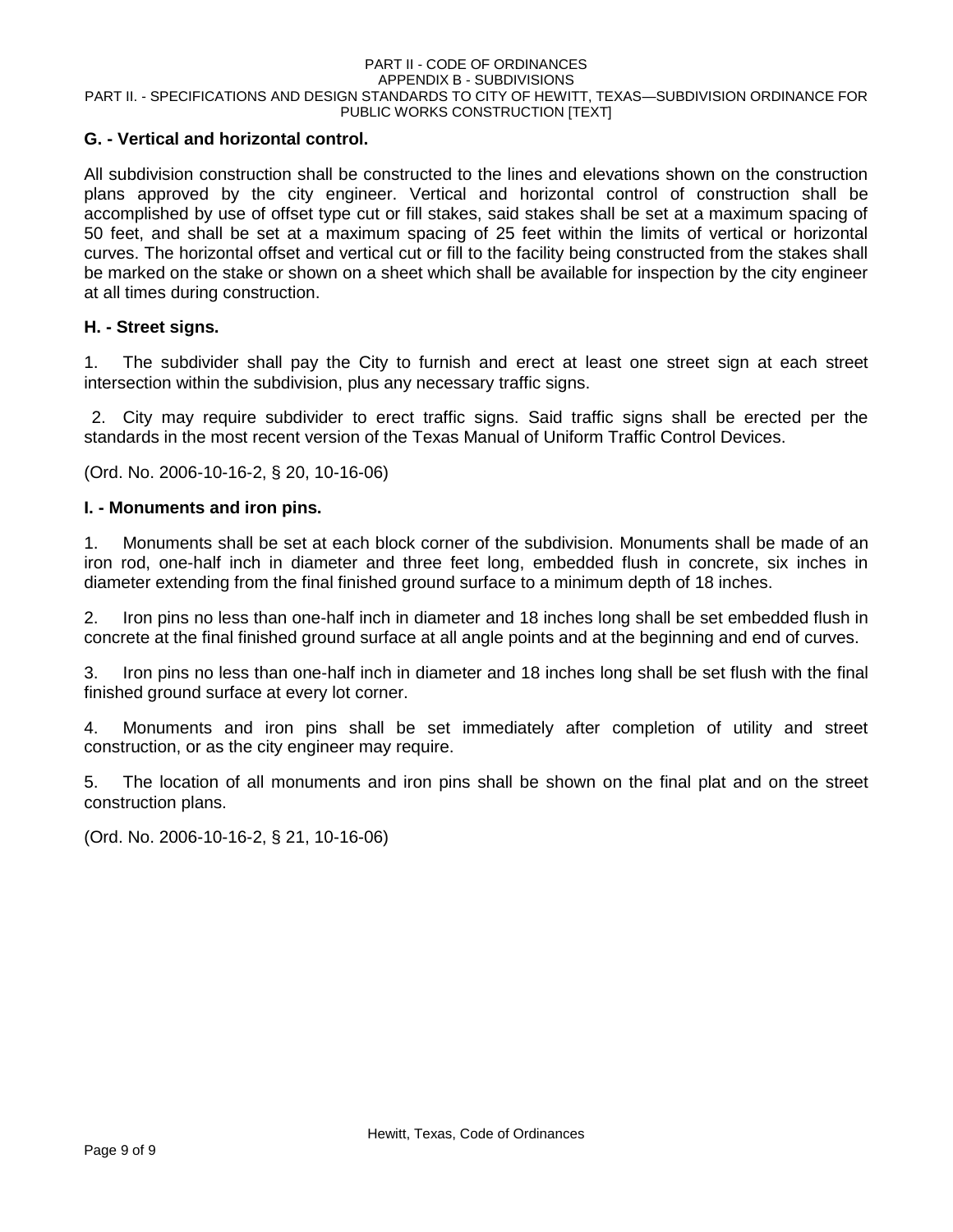### G. - Vertical and horizontal control.

All subdivision construction shall be constructed to the lines and elevations shown on the construction plans approved by the city engineer. Vertical and horizontal control of construction shall be accomplished by use of offset type cut or fill stakes, said stakes shall be set at a maximum spacing of 50 feet, and shall be set at a maximum spacing of 25 feet within the limits of vertical or horizontal curves. The horizontal offset and vertical cut or fill to the facility being constructed from the stakes shall be marked on the stake or shown on a sheet which shall be available for inspection by the city engineer at all times during construction.

### H. - Street signs.

1. The subdivider shall pay the City to furnish and erect at least one street sign at each street intersection within the subdivision, plus any necessary traffic signs.

2. City may require subdivider to erect traffic signs. Said traffic signs shall be erected per the standards in the most recent version of the Texas Manual of Uniform Traffic Control Devices.

(Ord. No. 2006-10-16-2, § 20, 10-16-06)

### I. - Monuments and iron pins.

1. Monuments shall be set at each block corner of the subdivision. Monuments shall be made of an iron rod, one-half inch in diameter and three feet long, embedded flush in concrete, six inches in diameter extending from the final finished ground surface to a minimum depth of 18 inches.

2. Iron pins no less than one-half inch in diameter and 18 inches long shall be set embedded flush in concrete at the final finished ground surface at all angle points and at the beginning and end of curves.

3. Iron pins no less than one-half inch in diameter and 18 inches long shall be set flush with the final finished ground surface at every lot corner.

4. Monuments and iron pins shall be set immediately after completion of utility and street construction, or as the city engineer may require.

5. The location of all monuments and iron pins shall be shown on the final plat and on the street construction plans.

(Ord. No. 2006-10-16-2, § 21, 10-16-06)